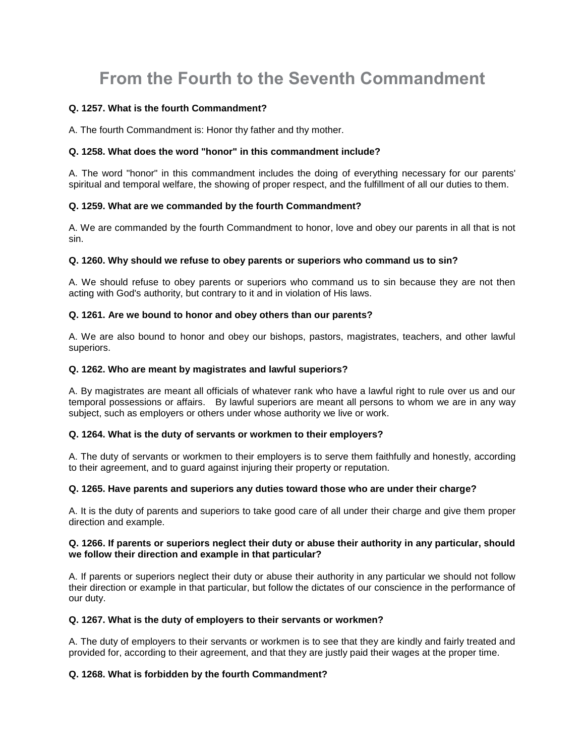# From the Fourth to the Seventh Commandment

**Q. 1257. What is the fourth Commandment?**

A. The fourth Commandment is: Honor thy father and thy mother.

**Q. 1258. What does the word "honor" in this commandment include?**

A. The word "honor" in this commandment includes the doing of everything necessary for our parents' spiritual and temporal welfare, the showing of proper respect, and the fulfillment of all our duties to them.

**Q. 1259. What are we commanded by the fourth Commandment?**

A. We are commanded by the fourth Commandment to honor, love and obey our parents in all that is not sin.

**Q. 1260. Why should we refuse to obey parents or superiors who command us to sin?**

A. We should refuse to obey parents or superiors who command us to sin because they are not then acting with God's authority, but contrary to it and in violation of His laws.

**Q. 1261. Are we bound to honor and obey others than our parents?**

A. We are also bound to honor and obey our bishops, pastors, magistrates, teachers, and other lawful superiors.

**Q. 1262. Who are meant by magistrates and lawful superiors?**

A. By magistrates are meant all officials of whatever rank who have a lawful right to rule over us and our temporal possessions or affairs. By lawful superiors are meant all persons to whom we are in any way subject, such as employers or others under whose authority we live or work.

**Q. 1264. What is the duty of servants or workmen to their employers?**

A. The duty of servants or workmen to their employers is to serve them faithfully and honestly, according to their agreement, and to guard against injuring their property or reputation.

**Q. 1265. Have parents and superiors any duties toward those who are under their charge?**

A. It is the duty of parents and superiors to take good care of all under their charge and give them proper direction and example.

**Q. 1266. If parents or superiors neglect their duty or abuse their authority in any particular, should we follow their direction and example in that particular?**

A. If parents or superiors neglect their duty or abuse their authority in any particular we should not follow their direction or example in that particular, but follow the dictates of our conscience in the performance of our duty.

**Q. 1267. What is the duty of employers to their servants or workmen?**

A. The duty of employers to their servants or workmen is to see that they are kindly and fairly treated and provided for, according to their agreement, and that they are justly paid their wages at the proper time.

**Q. 1268. What is forbidden by the fourth Commandment?**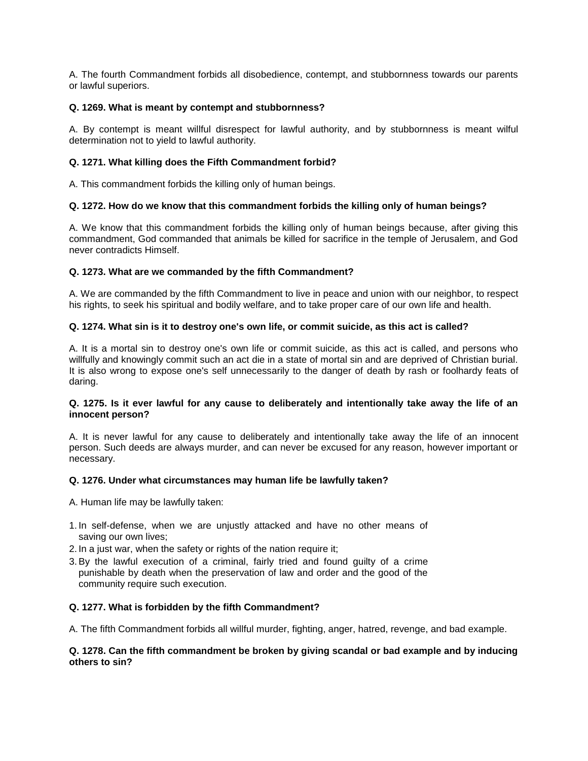A. The fourth Commandment forbids all disobedience, contempt, and stubbornness towards our parents or lawful superiors.

**Q. 1269. What is meant by contempt and stubbornness?**

A. By contempt is meant willful disrespect for lawful authority, and by stubbornness is meant wilful determination not to yield to lawful authority.

**Q. 1271. What killing does the Fifth Commandment forbid?**

A. This commandment forbids the killing only of human beings.

**Q. 1272. How do we know that this commandment forbids the killing only of human beings?**

A. We know that this commandment forbids the killing only of human beings because, after giving this commandment, God commanded that animals be killed for sacrifice in the temple of Jerusalem, and God never contradicts Himself.

**Q. 1273. What are we commanded by the fifth Commandment?**

A. We are commanded by the fifth Commandment to live in peace and union with our neighbor, to respect his rights, to seek his spiritual and bodily welfare, and to take proper care of our own life and health.

**Q. 1274. What sin is it to destroy one's own life, or commit suicide, as this act is called?**

A. It is a mortal sin to destroy one's own life or commit suicide, as this act is called, and persons who willfully and knowingly commit such an act die in a state of mortal sin and are deprived of Christian burial. It is also wrong to expose one's self unnecessarily to the danger of death by rash or foolhardy feats of daring.

**Q. 1275. Is it ever lawful for any cause to deliberately and intentionally take away the life of an innocent person?**

A. It is never lawful for any cause to deliberately and intentionally take away the life of an innocent person. Such deeds are always murder, and can never be excused for any reason, however important or necessary.

**Q. 1276. Under what circumstances may human life be lawfully taken?**

A. Human life may be lawfully taken:

1. In self-defense, when we are unjustly attacked and have no other means of saving our own lives;
2. In a just war, when the safety or rights of the nation require it;
3. By the lawful execution of a criminal, fairly tried and found guilty of a crime punishable by death when the preservation of law and order and the good of the community require such execution.

**Q. 1277. What is forbidden by the fifth Commandment?**

A. The fifth Commandment forbids all willful murder, fighting, anger, hatred, revenge, and bad example.

**Q. 1278. Can the fifth commandment be broken by giving scandal or bad example and by inducing others to sin?**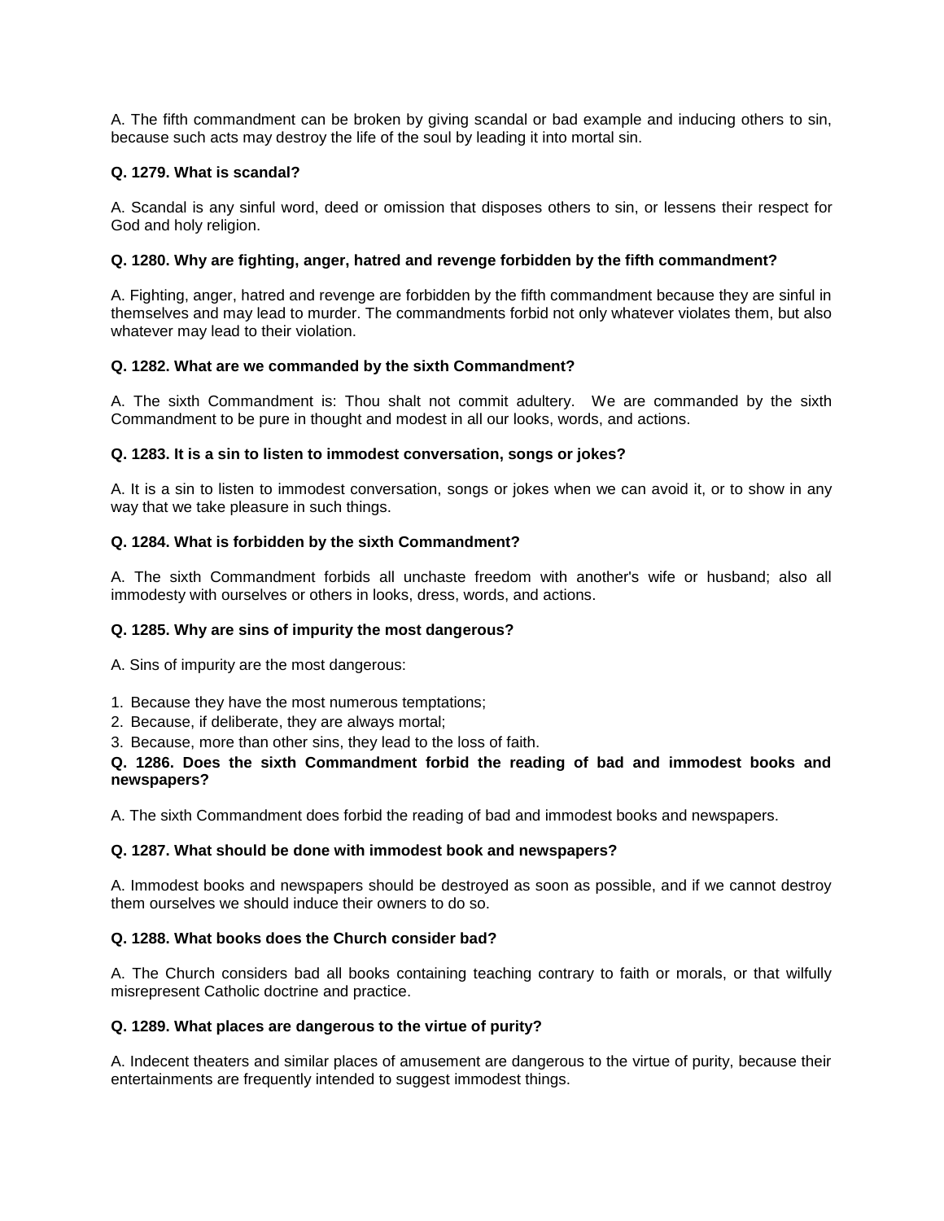A. The fifth commandment can be broken by giving scandal or bad example and inducing others to sin, because such acts may destroy the life of the soul by leading it into mortal sin.

**Q. 1279. What is scandal?**

A. Scandal is any sinful word, deed or omission that disposes others to sin, or lessens their respect for God and holy religion.

**Q. 1280. Why are fighting, anger, hatred and revenge forbidden by the fifth commandment?**

A. Fighting, anger, hatred and revenge are forbidden by the fifth commandment because they are sinful in themselves and may lead to murder. The commandments forbid not only whatever violates them, but also whatever may lead to their violation.

**Q. 1282. What are we commanded by the sixth Commandment?**

A. The sixth Commandment is: Thou shalt not commit adultery. We are commanded by the sixth Commandment to be pure in thought and modest in all our looks, words, and actions.

**Q. 1283. It is a sin to listen to immodest conversation, songs or jokes?**

A. It is a sin to listen to immodest conversation, songs or jokes when we can avoid it, or to show in any way that we take pleasure in such things.

**Q. 1284. What is forbidden by the sixth Commandment?**

A. The sixth Commandment forbids all unchaste freedom with another's wife or husband; also all immodesty with ourselves or others in looks, dress, words, and actions.

**Q. 1285. Why are sins of impurity the most dangerous?**

A. Sins of impurity are the most dangerous:

1. Because they have the most numerous temptations;
2. Because, if deliberate, they are always mortal;
3. Because, more than other sins, they lead to the loss of faith.

**Q. 1286. Does the sixth Commandment forbid the reading of bad and immodest books and newspapers?**

A. The sixth Commandment does forbid the reading of bad and immodest books and newspapers.

**Q. 1287. What should be done with immodest book and newspapers?**

A. Immodest books and newspapers should be destroyed as soon as possible, and if we cannot destroy them ourselves we should induce their owners to do so.

**Q. 1288. What books does the Church consider bad?**

A. The Church considers bad all books containing teaching contrary to faith or morals, or that wilfully misrepresent Catholic doctrine and practice.

**Q. 1289. What places are dangerous to the virtue of purity?**

A. Indecent theaters and similar places of amusement are dangerous to the virtue of purity, because their entertainments are frequently intended to suggest immodest things.